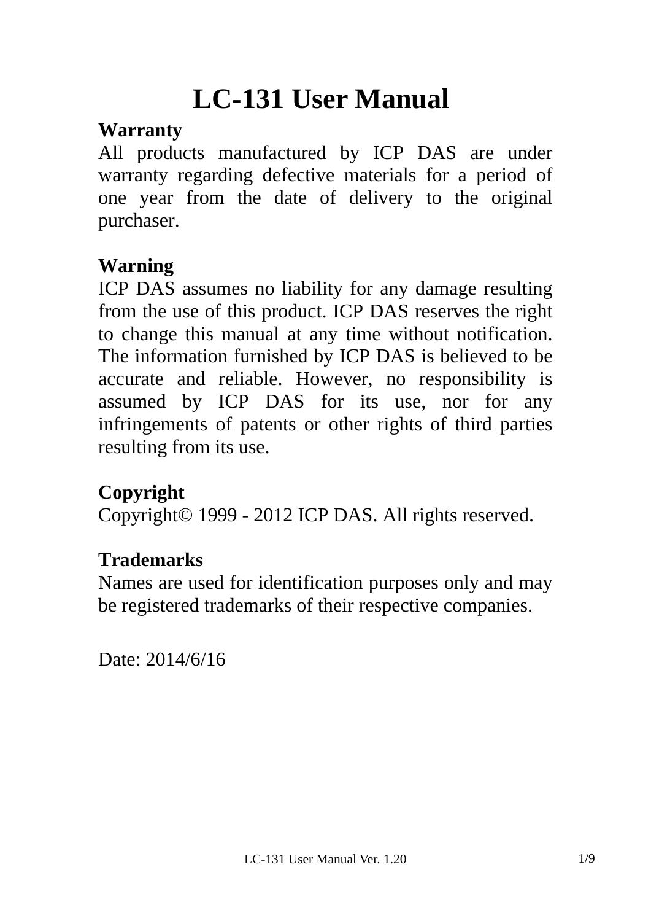# LC-131 User Manual

**Warranty**

All products manufactured by ICP DAS are under warranty regarding defective materials for a period of one year from the date of delivery to the original purchaser.

**Warning**

ICP DAS assumes no liability for any damage resulting from the use of this product. ICP DAS reserves the right to change this manual at any time without notification. The information furnished by ICP DAS is believed to be accurate and reliable. However, no responsibility is assumed by ICP DAS for its use, nor for any infringements of patents or other rights of third parties resulting from its use.

**Copyright**

Copyright© 1999 - 2012 ICP DAS. All rights reserved.

**Trademarks**

Names are used for identification purposes only and may be registered trademarks of their respective companies.

Date: 2014/6/16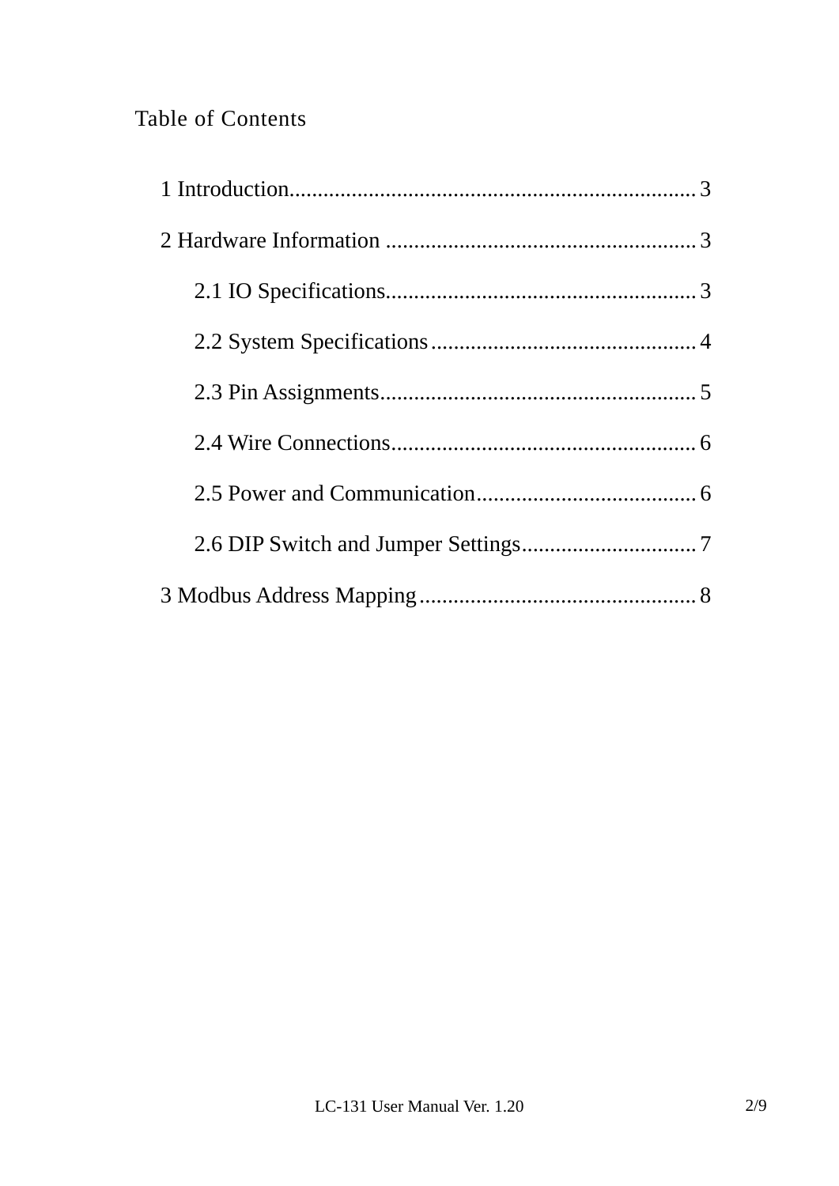# Table of Contents

1 Introduction........................................................................ 3

2 Hardware Information ........................................................ 3

2.1 IO Specifications....................................................... 3

2.2 System Specifications............................................... 4

2.3 Pin Assignments........................................................ 5

2.4 Wire Connections...................................................... 6

2.5 Power and Communication....................................... 6

2.6 DIP Switch and Jumper Settings............................... 7

3 Modbus Address Mapping.................................................. 8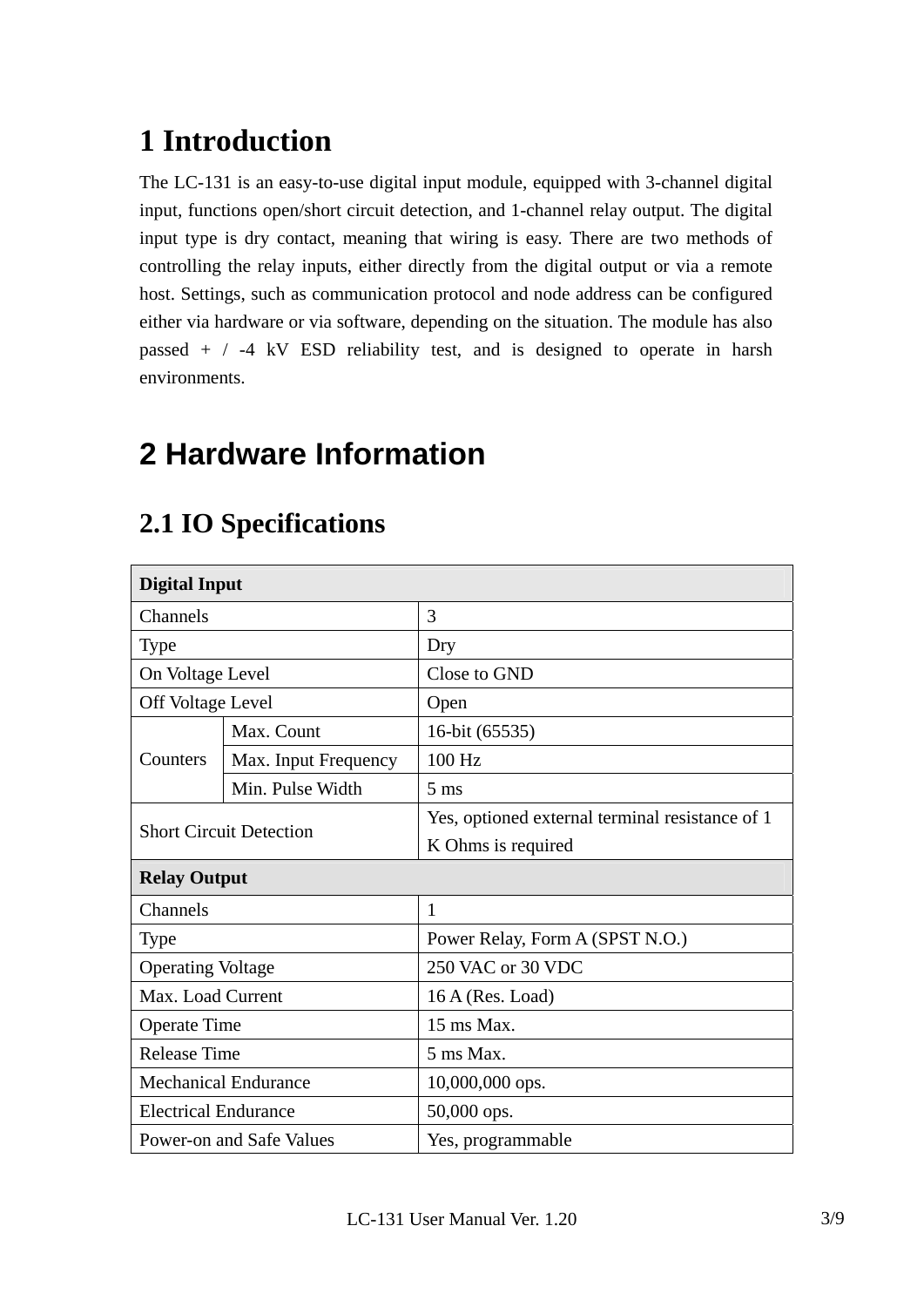# 1 Introduction

The LC-131 is an easy-to-use digital input module, equipped with 3-channel digital input, functions open/short circuit detection, and 1-channel relay output. The digital input type is dry contact, meaning that wiring is easy. There are two methods of controlling the relay inputs, either directly from the digital output or via a remote host. Settings, such as communication protocol and node address can be configured either via hardware or via software, depending on the situation. The module has also passed + / -4 kV ESD reliability test, and is designed to operate in harsh environments.

# 2 Hardware Information

## 2.1 IO Specifications

| **Digital Input** | | |
|---|---|---|
| Channels | | 3 |
| Type | | Dry |
| On Voltage Level | | Close to GND |
| Off Voltage Level | | Open |
| Counters | Max. Count | 16-bit (65535) |
| | Max. Input Frequency | 100 Hz |
| | Min. Pulse Width | 5 ms |
| Short Circuit Detection | | Yes, optioned external terminal resistance of 1 K Ohms is required |
| **Relay Output** | | |
| Channels | | 1 |
| Type | | Power Relay, Form A (SPST N.O.) |
| Operating Voltage | | 250 VAC or 30 VDC |
| Max. Load Current | | 16 A (Res. Load) |
| Operate Time | | 15 ms Max. |
| Release Time | | 5 ms Max. |
| Mechanical Endurance | | 10,000,000 ops. |
| Electrical Endurance | | 50,000 ops. |
| Power-on and Safe Values | | Yes, programmable |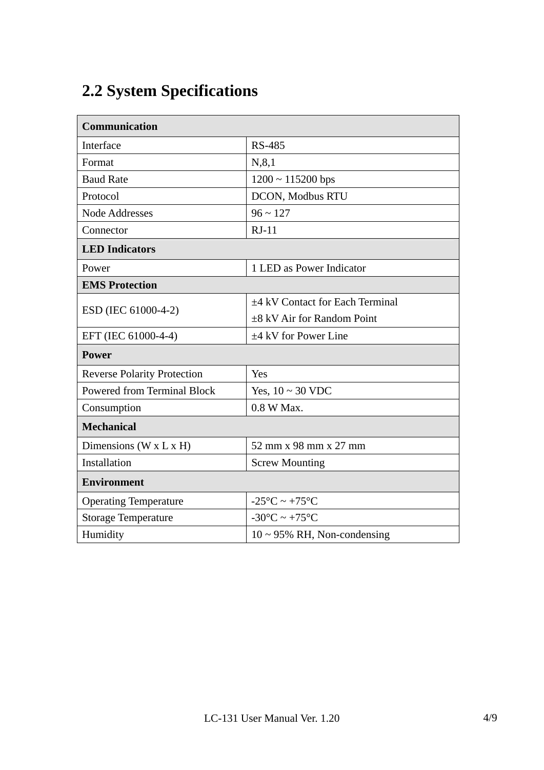## 2.2 System Specifications

| **Communication** | |
|---|---|
| Interface | RS-485 |
| Format | N,8,1 |
| Baud Rate | 1200 ~ 115200 bps |
| Protocol | DCON, Modbus RTU |
| Node Addresses | 96 ~ 127 |
| Connector | RJ-11 |
| **LED Indicators** | |
| Power | 1 LED as Power Indicator |
| **EMS Protection** | |
| ESD (IEC 61000-4-2) | ±4 kV Contact for Each Terminal<br>±8 kV Air for Random Point |
| EFT (IEC 61000-4-4) | ±4 kV for Power Line |
| **Power** | |
| Reverse Polarity Protection | Yes |
| Powered from Terminal Block | Yes, 10 ~ 30 VDC |
| Consumption | 0.8 W Max. |
| **Mechanical** | |
| Dimensions (W x L x H) | 52 mm x 98 mm x 27 mm |
| Installation | Screw Mounting |
| **Environment** | |
| Operating Temperature | -25°C ~ +75°C |
| Storage Temperature | -30°C ~ +75°C |
| Humidity | 10 ~ 95% RH, Non-condensing |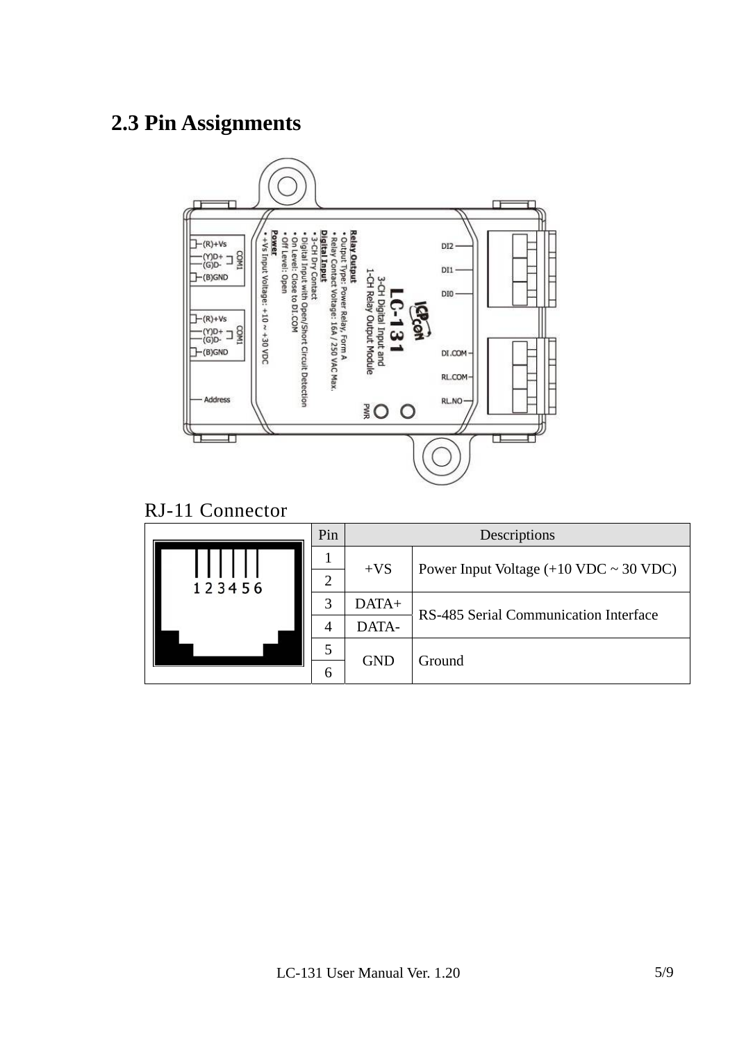## 2.3 Pin Assignments

RJ-11 Connector

| Pin | Descriptions | |
|---|---|---|
| 1 | +VS | Power Input Voltage (+10 VDC ~ 30 VDC) |
| 2 | | |
| 3 | DATA+ | RS-485 Serial Communication Interface |
| 4 | DATA- | |
| 5 | GND | Ground |
| 6 | | |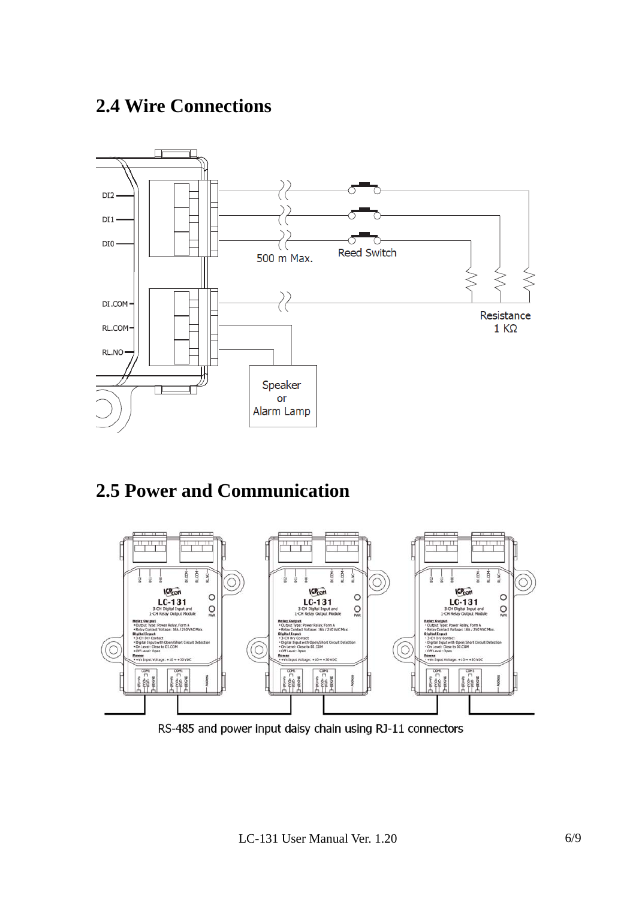## 2.4 Wire Connections

## 2.5 Power and Communication

RS-485 and power input daisy chain using RJ-11 connectors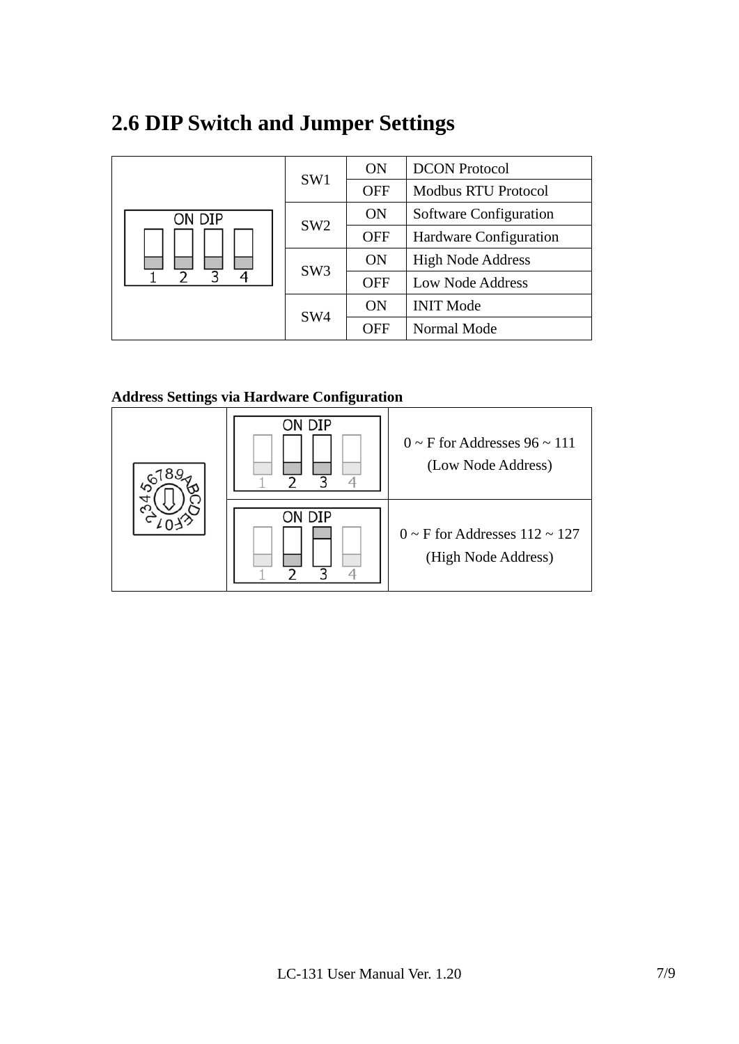## 2.6 DIP Switch and Jumper Settings

| | | | |
|---|---|---|---|
| | SW1 | ON | DCON Protocol |
| | | OFF | Modbus RTU Protocol |
| | SW2 | ON | Software Configuration |
| | | OFF | Hardware Configuration |
| | SW3 | ON | High Node Address |
| | | OFF | Low Node Address |
| | SW4 | ON | INIT Mode |
| | | OFF | Normal Mode |

**Address Settings via Hardware Configuration**

| | | |
|---|---|---|
| | | 0 ~ F for Addresses 96 ~ 111 (Low Node Address) |
| | | 0 ~ F for Addresses 112 ~ 127 (High Node Address) |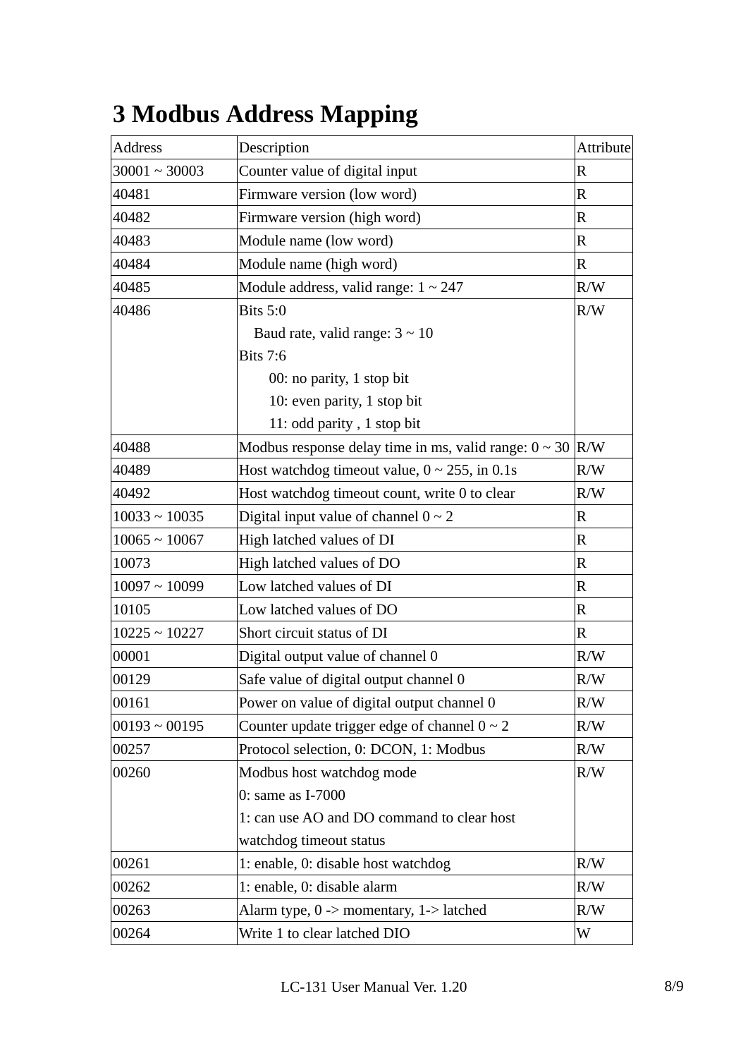# 3 Modbus Address Mapping

| Address | Description | Attribute |
|---|---|---|
| 30001 ~ 30003 | Counter value of digital input | R |
| 40481 | Firmware version (low word) | R |
| 40482 | Firmware version (high word) | R |
| 40483 | Module name (low word) | R |
| 40484 | Module name (high word) | R |
| 40485 | Module address, valid range: 1 ~ 247 | R/W |
| 40486 | Bits 5:0<br>Baud rate, valid range: 3 ~ 10<br>Bits 7:6<br>00: no parity, 1 stop bit<br>10: even parity, 1 stop bit<br>11: odd parity , 1 stop bit | R/W |
| 40488 | Modbus response delay time in ms, valid range: 0 ~ 30 | R/W |
| 40489 | Host watchdog timeout value, 0 ~ 255, in 0.1s | R/W |
| 40492 | Host watchdog timeout count, write 0 to clear | R/W |
| 10033 ~ 10035 | Digital input value of channel 0 ~ 2 | R |
| 10065 ~ 10067 | High latched values of DI | R |
| 10073 | High latched values of DO | R |
| 10097 ~ 10099 | Low latched values of DI | R |
| 10105 | Low latched values of DO | R |
| 10225 ~ 10227 | Short circuit status of DI | R |
| 00001 | Digital output value of channel 0 | R/W |
| 00129 | Safe value of digital output channel 0 | R/W |
| 00161 | Power on value of digital output channel 0 | R/W |
| 00193 ~ 00195 | Counter update trigger edge of channel 0 ~ 2 | R/W |
| 00257 | Protocol selection, 0: DCON, 1: Modbus | R/W |
| 00260 | Modbus host watchdog mode<br>0: same as I-7000<br>1: can use AO and DO command to clear host watchdog timeout status | R/W |
| 00261 | 1: enable, 0: disable host watchdog | R/W |
| 00262 | 1: enable, 0: disable alarm | R/W |
| 00263 | Alarm type, 0 -> momentary, 1-> latched | R/W |
| 00264 | Write 1 to clear latched DIO | W |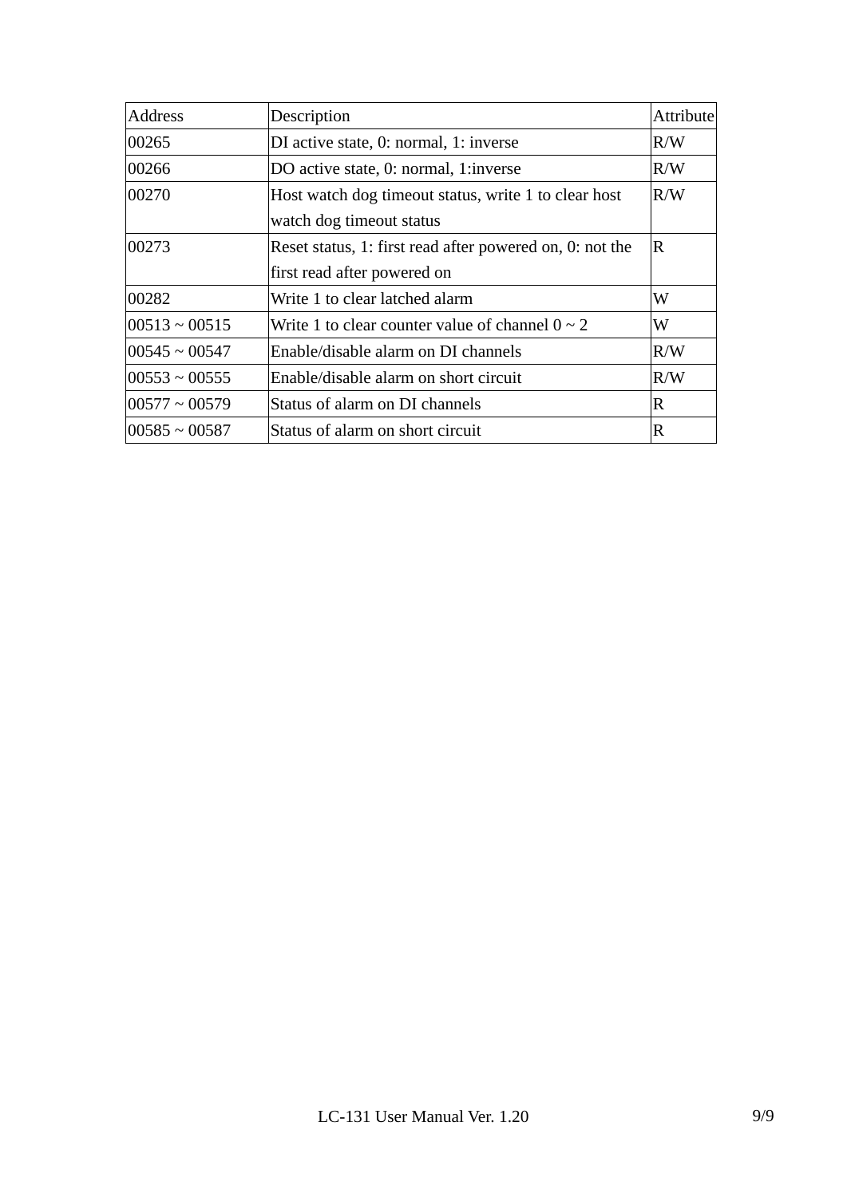| Address | Description | Attribute |
| --- | --- | --- |
| 00265 | DI active state, 0: normal, 1: inverse | R/W |
| 00266 | DO active state, 0: normal, 1:inverse | R/W |
| 00270 | Host watch dog timeout status, write 1 to clear host watch dog timeout status | R/W |
| 00273 | Reset status, 1: first read after powered on, 0: not the first read after powered on | R |
| 00282 | Write 1 to clear latched alarm | W |
| 00513 ~ 00515 | Write 1 to clear counter value of channel 0 ~ 2 | W |
| 00545 ~ 00547 | Enable/disable alarm on DI channels | R/W |
| 00553 ~ 00555 | Enable/disable alarm on short circuit | R/W |
| 00577 ~ 00579 | Status of alarm on DI channels | R |
| 00585 ~ 00587 | Status of alarm on short circuit | R |